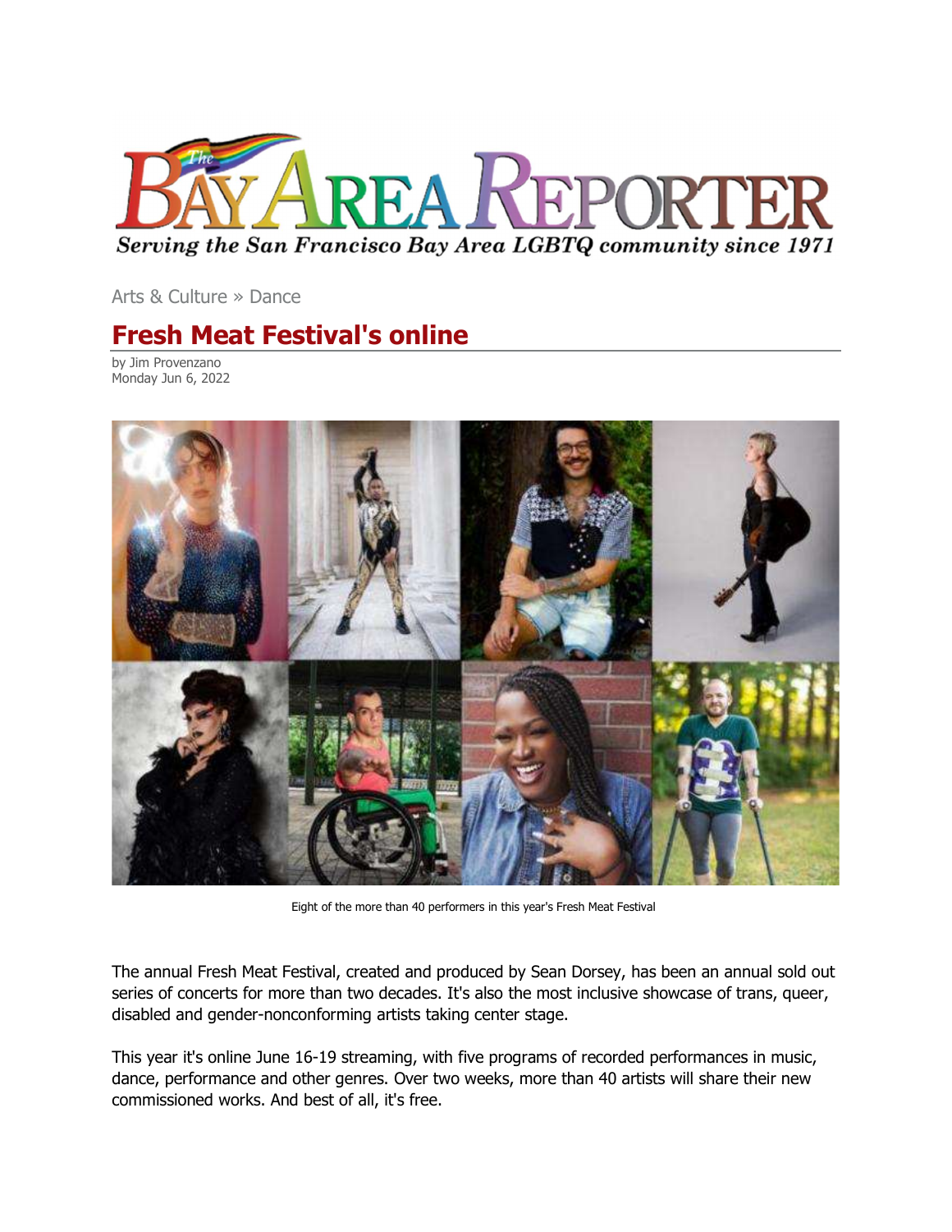# The Bay Area Reporter

*Serving the San Francisco Bay Area LGBTQ community since 1971*

Arts & Culture » Dance

## Fresh Meat Festival's online

by Jim Provenzano
Monday Jun 6, 2022

Eight of the more than 40 performers in this year's Fresh Meat Festival

The annual Fresh Meat Festival, created and produced by Sean Dorsey, has been an annual sold out series of concerts for more than two decades. It's also the most inclusive showcase of trans, queer, disabled and gender-nonconforming artists taking center stage.

This year it's online June 16-19 streaming, with five programs of recorded performances in music, dance, performance and other genres. Over two weeks, more than 40 artists will share their new commissioned works. And best of all, it's free.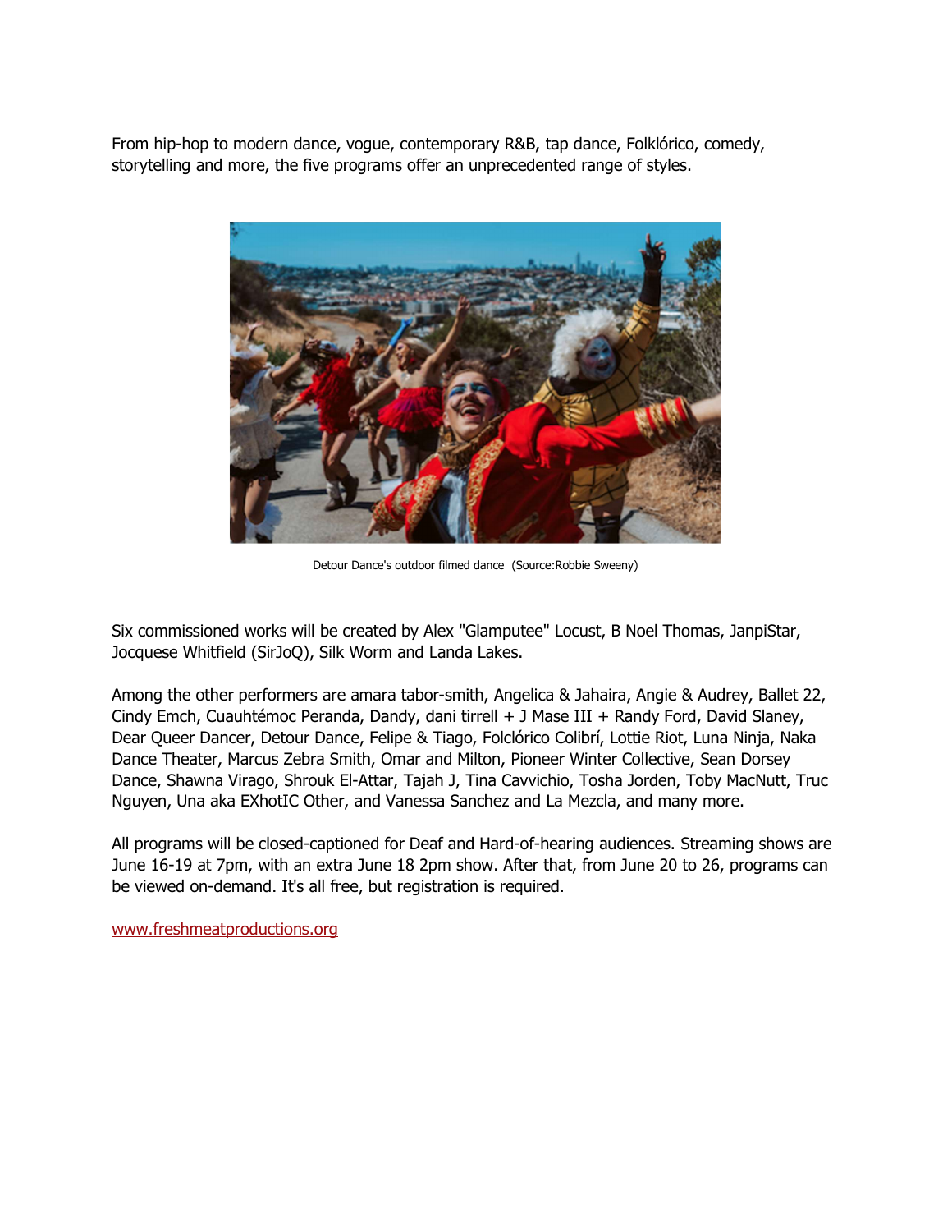From hip-hop to modern dance, vogue, contemporary R&B, tap dance, Folklórico, comedy, storytelling and more, the five programs offer an unprecedented range of styles.

Detour Dance's outdoor filmed dance (Source:Robbie Sweeny)

Six commissioned works will be created by Alex "Glamputee" Locust, B Noel Thomas, JanpiStar, Jocquese Whitfield (SirJoQ), Silk Worm and Landa Lakes.

Among the other performers are amara tabor-smith, Angelica & Jahaira, Angie & Audrey, Ballet 22, Cindy Emch, Cuauhtémoc Peranda, Dandy, dani tirrell + J Mase III + Randy Ford, David Slaney, Dear Queer Dancer, Detour Dance, Felipe & Tiago, Folclórico Colibrí, Lottie Riot, Luna Ninja, Naka Dance Theater, Marcus Zebra Smith, Omar and Milton, Pioneer Winter Collective, Sean Dorsey Dance, Shawna Virago, Shrouk El-Attar, Tajah J, Tina Cavvichio, Tosha Jorden, Toby MacNutt, Truc Nguyen, Una aka EXhotIC Other, and Vanessa Sanchez and La Mezcla, and many more.

All programs will be closed-captioned for Deaf and Hard-of-hearing audiences. Streaming shows are June 16-19 at 7pm, with an extra June 18 2pm show. After that, from June 20 to 26, programs can be viewed on-demand. It's all free, but registration is required.

www.freshmeatproductions.org